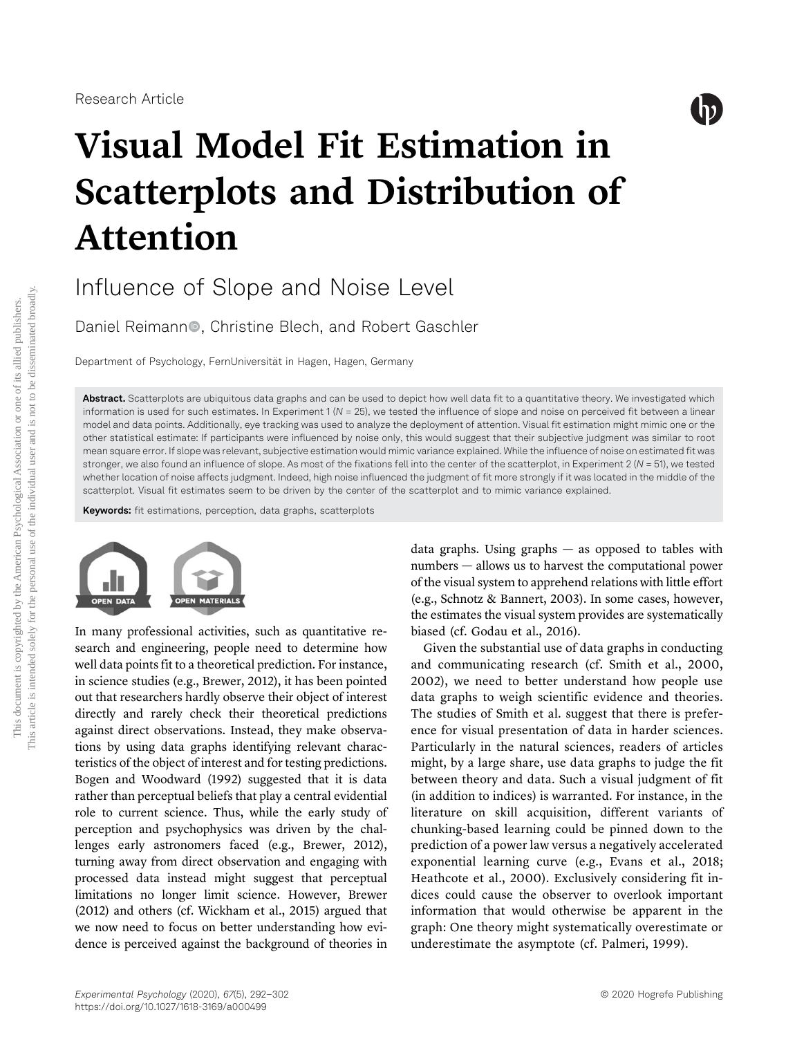Research Article

# Visual Model Fit Estimation in Scatterplots and Distribution of Attention

## Influence of Slope and Noise Level

Daniel Reimann, Christine Blech, and Robert Gaschler

Department of Psychology, FernUniversität in Hagen, Hagen, Germany

**Abstract.** Scatterplots are ubiquitous data graphs and can be used to depict how well data fit to a quantitative theory. We investigated which information is used for such estimates. In Experiment 1 ($N = 25$), we tested the influence of slope and noise on perceived fit between a linear model and data points. Additionally, eye tracking was used to analyze the deployment of attention. Visual fit estimation might mimic one or the other statistical estimate: If participants were influenced by noise only, this would suggest that their subjective judgment was similar to root mean square error. If slope was relevant, subjective estimation would mimic variance explained. While the influence of noise on estimated fit was stronger, we also found an influence of slope. As most of the fixations fell into the center of the scatterplot, in Experiment 2 ($N = 51$), we tested whether location of noise affects judgment. Indeed, high noise influenced the judgment of fit more strongly if it was located in the middle of the scatterplot. Visual fit estimates seem to be driven by the center of the scatterplot and to mimic variance explained.

**Keywords:** fit estimations, perception, data graphs, scatterplots

OPEN DATA OPEN MATERIALS

In many professional activities, such as quantitative research and engineering, people need to determine how well data points fit to a theoretical prediction. For instance, in science studies (e.g., Brewer, 2012), it has been pointed out that researchers hardly observe their object of interest directly and rarely check their theoretical predictions against direct observations. Instead, they make observations by using data graphs identifying relevant characteristics of the object of interest and for testing predictions. Bogen and Woodward (1992) suggested that it is data rather than perceptual beliefs that play a central evidential role to current science. Thus, while the early study of perception and psychophysics was driven by the challenges early astronomers faced (e.g., Brewer, 2012), turning away from direct observation and engaging with processed data instead might suggest that perceptual limitations no longer limit science. However, Brewer (2012) and others (cf. Wickham et al., 2015) argued that we now need to focus on better understanding how evidence is perceived against the background of theories in data graphs. Using graphs — as opposed to tables with numbers — allows us to harvest the computational power of the visual system to apprehend relations with little effort (e.g., Schnotz & Bannert, 2003). In some cases, however, the estimates the visual system provides are systematically biased (cf. Godau et al., 2016).

Given the substantial use of data graphs in conducting and communicating research (cf. Smith et al., 2000, 2002), we need to better understand how people use data graphs to weigh scientific evidence and theories. The studies of Smith et al. suggest that there is preference for visual presentation of data in harder sciences. Particularly in the natural sciences, readers of articles might, by a large share, use data graphs to judge the fit between theory and data. Such a visual judgment of fit (in addition to indices) is warranted. For instance, in the literature on skill acquisition, different variants of chunking-based learning could be pinned down to the prediction of a power law versus a negatively accelerated exponential learning curve (e.g., Evans et al., 2018; Heathcote et al., 2000). Exclusively considering fit indices could cause the observer to overlook important information that would otherwise be apparent in the graph: One theory might systematically overestimate or underestimate the asymptote (cf. Palmeri, 1999).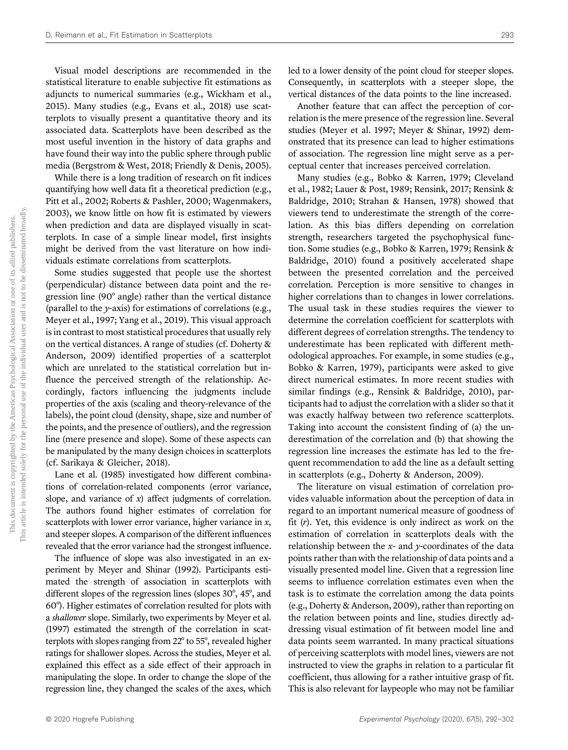Visual model descriptions are recommended in the statistical literature to enable subjective fit estimations as adjuncts to numerical summaries (e.g., Wickham et al., 2015). Many studies (e.g., Evans et al., 2018) use scatterplots to visually present a quantitative theory and its associated data. Scatterplots have been described as the most useful invention in the history of data graphs and have found their way into the public sphere through public media (Bergstrom & West, 2018; Friendly & Denis, 2005).

While there is a long tradition of research on fit indices quantifying how well data fit a theoretical prediction (e.g., Pitt et al., 2002; Roberts & Pashler, 2000; Wagenmakers, 2003), we know little on how fit is estimated by viewers when prediction and data are displayed visually in scatterplots. In case of a simple linear model, first insights might be derived from the vast literature on how individuals estimate correlations from scatterplots.

Some studies suggested that people use the shortest (perpendicular) distance between data point and the regression line (90° angle) rather than the vertical distance (parallel to the *y*-axis) for estimations of correlations (e.g., Meyer et al., 1997; Yang et al., 2019). This visual approach is in contrast to most statistical procedures that usually rely on the vertical distances. A range of studies (cf. Doherty & Anderson, 2009) identified properties of a scatterplot which are unrelated to the statistical correlation but influence the perceived strength of the relationship. Accordingly, factors influencing the judgments include properties of the axis (scaling and theory-relevance of the labels), the point cloud (density, shape, size and number of the points, and the presence of outliers), and the regression line (mere presence and slope). Some of these aspects can be manipulated by the many design choices in scatterplots (cf. Sarikaya & Gleicher, 2018).

Lane et al. (1985) investigated how different combinations of correlation-related components (error variance, slope, and variance of *x*) affect judgments of correlation. The authors found higher estimates of correlation for scatterplots with lower error variance, higher variance in *x*, and steeper slopes. A comparison of the different influences revealed that the error variance had the strongest influence.

The influence of slope was also investigated in an experiment by Meyer and Shinar (1992). Participants estimated the strength of association in scatterplots with different slopes of the regression lines (slopes 30°, 45°, and 60°). Higher estimates of correlation resulted for plots with a *shallower* slope. Similarly, two experiments by Meyer et al. (1997) estimated the strength of the correlation in scatterplots with slopes ranging from 22° to 55°, revealed higher ratings for shallower slopes. Across the studies, Meyer et al. explained this effect as a side effect of their approach in manipulating the slope. In order to change the slope of the regression line, they changed the scales of the axes, which led to a lower density of the point cloud for steeper slopes. Consequently, in scatterplots with a steeper slope, the vertical distances of the data points to the line increased.

Another feature that can affect the perception of correlation is the mere presence of the regression line. Several studies (Meyer et al. 1997; Meyer & Shinar, 1992) demonstrated that its presence can lead to higher estimations of association. The regression line might serve as a perceptual center that increases perceived correlation.

Many studies (e.g., Bobko & Karren, 1979; Cleveland et al., 1982; Lauer & Post, 1989; Rensink, 2017; Rensink & Baldridge, 2010; Strahan & Hansen, 1978) showed that viewers tend to underestimate the strength of the correlation. As this bias differs depending on correlation strength, researchers targeted the psychophysical function. Some studies (e.g., Bobko & Karren, 1979; Rensink & Baldridge, 2010) found a positively accelerated shape between the presented correlation and the perceived correlation. Perception is more sensitive to changes in higher correlations than to changes in lower correlations. The usual task in these studies requires the viewer to determine the correlation coefficient for scatterplots with different degrees of correlation strengths. The tendency to underestimate has been replicated with different methodological approaches. For example, in some studies (e.g., Bobko & Karren, 1979), participants were asked to give direct numerical estimates. In more recent studies with similar findings (e.g., Rensink & Baldridge, 2010), participants had to adjust the correlation with a slider so that it was exactly halfway between two reference scatterplots. Taking into account the consistent finding of (a) the underestimation of the correlation and (b) that showing the regression line increases the estimate has led to the frequent recommendation to add the line as a default setting in scatterplots (e.g., Doherty & Anderson, 2009).

The literature on visual estimation of correlation provides valuable information about the perception of data in regard to an important numerical measure of goodness of fit (*r*). Yet, this evidence is only indirect as work on the estimation of correlation in scatterplots deals with the relationship between the *x*- and *y*-coordinates of the data points rather than with the relationship of data points and a visually presented model line. Given that a regression line seems to influence correlation estimates even when the task is to estimate the correlation among the data points (e.g., Doherty & Anderson, 2009), rather than reporting on the relation between points and line, studies directly addressing visual estimation of fit between model line and data points seem warranted. In many practical situations of perceiving scatterplots with model lines, viewers are not instructed to view the graphs in relation to a particular fit coefficient, thus allowing for a rather intuitive grasp of fit. This is also relevant for laypeople who may not be familiar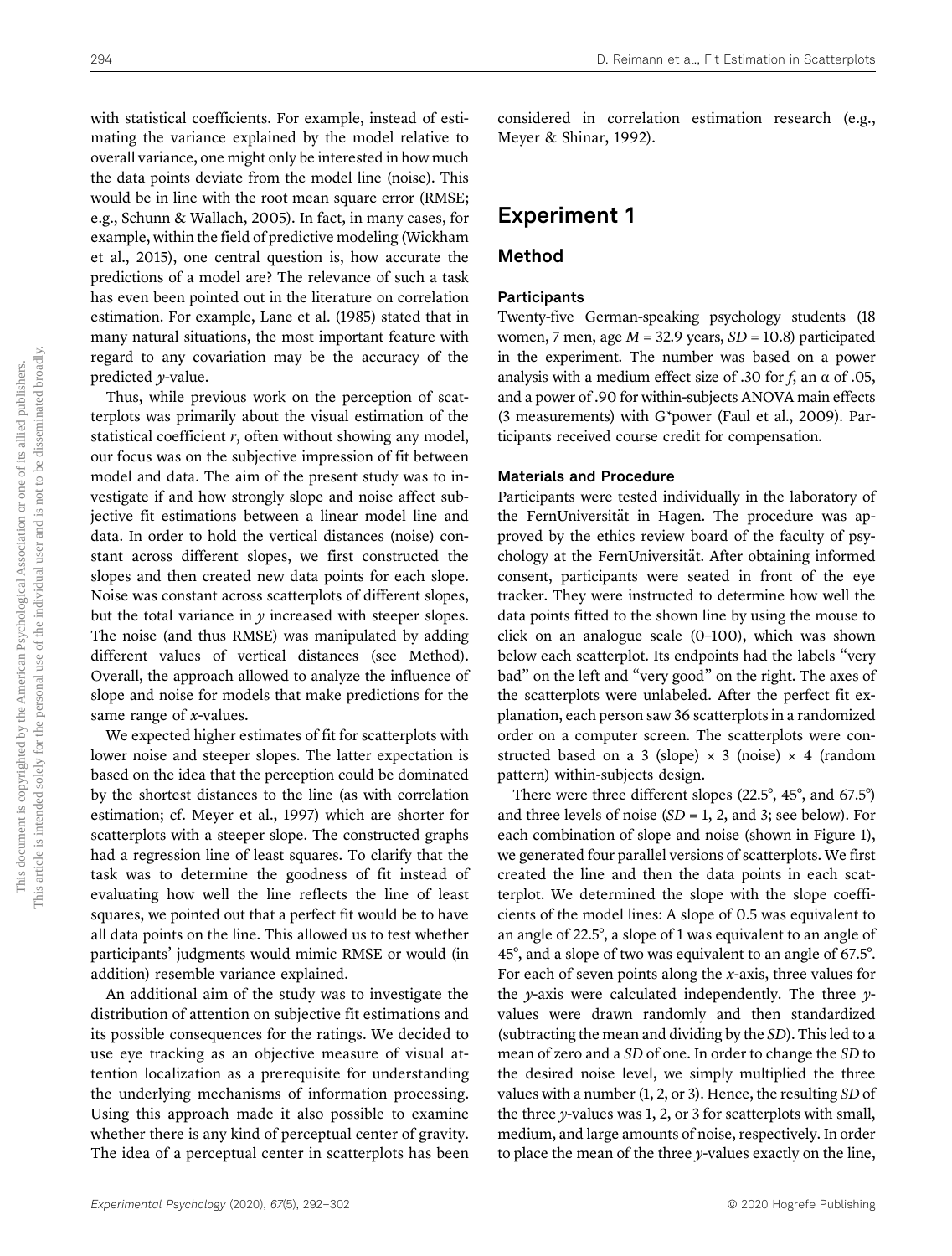with statistical coefficients. For example, instead of estimating the variance explained by the model relative to overall variance, one might only be interested in how much the data points deviate from the model line (noise). This would be in line with the root mean square error (RMSE; e.g., Schunn & Wallach, 2005). In fact, in many cases, for example, within the field of predictive modeling (Wickham et al., 2015), one central question is, how accurate the predictions of a model are? The relevance of such a task has even been pointed out in the literature on correlation estimation. For example, Lane et al. (1985) stated that in many natural situations, the most important feature with regard to any covariation may be the accuracy of the predicted *y*-value.

Thus, while previous work on the perception of scatterplots was primarily about the visual estimation of the statistical coefficient *r*, often without showing any model, our focus was on the subjective impression of fit between model and data. The aim of the present study was to investigate if and how strongly slope and noise affect subjective fit estimations between a linear model line and data. In order to hold the vertical distances (noise) constant across different slopes, we first constructed the slopes and then created new data points for each slope. Noise was constant across scatterplots of different slopes, but the total variance in *y* increased with steeper slopes. The noise (and thus RMSE) was manipulated by adding different values of vertical distances (see Method). Overall, the approach allowed to analyze the influence of slope and noise for models that make predictions for the same range of *x*-values.

We expected higher estimates of fit for scatterplots with lower noise and steeper slopes. The latter expectation is based on the idea that the perception could be dominated by the shortest distances to the line (as with correlation estimation; cf. Meyer et al., 1997) which are shorter for scatterplots with a steeper slope. The constructed graphs had a regression line of least squares. To clarify that the task was to determine the goodness of fit instead of evaluating how well the line reflects the line of least squares, we pointed out that a perfect fit would be to have all data points on the line. This allowed us to test whether participants' judgments would mimic RMSE or would (in addition) resemble variance explained.

An additional aim of the study was to investigate the distribution of attention on subjective fit estimations and its possible consequences for the ratings. We decided to use eye tracking as an objective measure of visual attention localization as a prerequisite for understanding the underlying mechanisms of information processing. Using this approach made it also possible to examine whether there is any kind of perceptual center of gravity. The idea of a perceptual center in scatterplots has been considered in correlation estimation research (e.g., Meyer & Shinar, 1992).

## Experiment 1

### Method

#### Participants

Twenty-five German-speaking psychology students (18 women, 7 men, age $M = 32.9$ years, $SD = 10.8$) participated in the experiment. The number was based on a power analysis with a medium effect size of .30 for *f*, an $\alpha$ of .05, and a power of .90 for within-subjects ANOVA main effects (3 measurements) with G*power (Faul et al., 2009). Participants received course credit for compensation.

#### Materials and Procedure

Participants were tested individually in the laboratory of the FernUniversität in Hagen. The procedure was approved by the ethics review board of the faculty of psychology at the FernUniversität. After obtaining informed consent, participants were seated in front of the eye tracker. They were instructed to determine how well the data points fitted to the shown line by using the mouse to click on an analogue scale (0–100), which was shown below each scatterplot. Its endpoints had the labels "very bad" on the left and "very good" on the right. The axes of the scatterplots were unlabeled. After the perfect fit explanation, each person saw 36 scatterplots in a randomized order on a computer screen. The scatterplots were constructed based on a 3 (slope) × 3 (noise) × 4 (random pattern) within-subjects design.

There were three different slopes (22.5°, 45°, and 67.5°) and three levels of noise ($SD = 1$, 2, and 3; see below). For each combination of slope and noise (shown in Figure 1), we generated four parallel versions of scatterplots. We first created the line and then the data points in each scatterplot. We determined the slope with the slope coefficients of the model lines: A slope of 0.5 was equivalent to an angle of 22.5°, a slope of 1 was equivalent to an angle of 45°, and a slope of two was equivalent to an angle of 67.5°. For each of seven points along the *x*-axis, three values for the *y*-axis were calculated independently. The three *y*-values were drawn randomly and then standardized (subtracting the mean and dividing by the *SD*). This led to a mean of zero and a *SD* of one. In order to change the *SD* to the desired noise level, we simply multiplied the three values with a number (1, 2, or 3). Hence, the resulting *SD* of the three *y*-values was 1, 2, or 3 for scatterplots with small, medium, and large amounts of noise, respectively. In order to place the mean of the three *y*-values exactly on the line,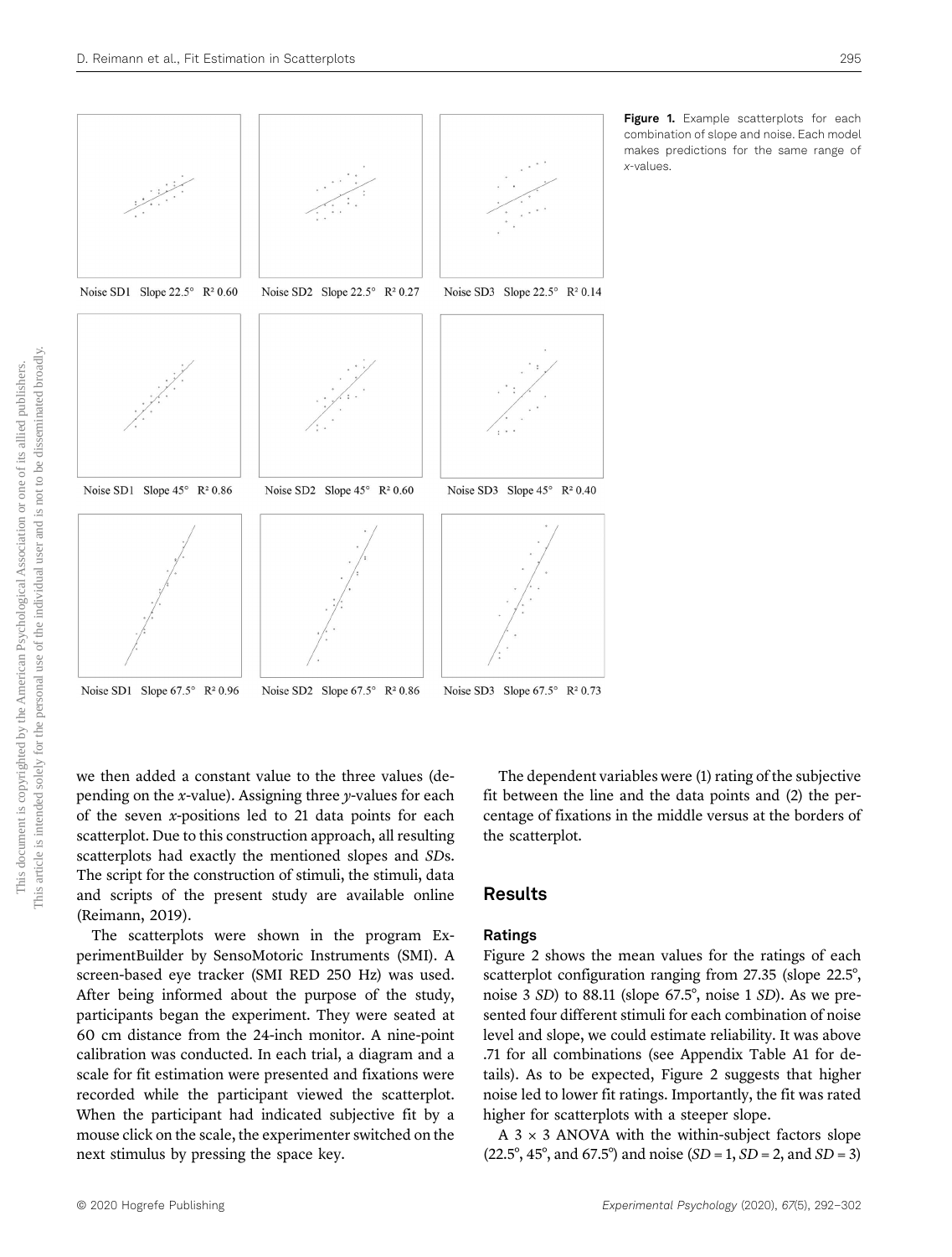Noise SD1 Slope 22.5° $R^2$ 0.60

Noise SD2 Slope 22.5° $R^2$ 0.27

Noise SD3 Slope 22.5° $R^2$ 0.14

Noise SD1 Slope 45° $R^2$ 0.86

Noise SD2 Slope 45° $R^2$ 0.60

Noise SD3 Slope 45° $R^2$ 0.40

Noise SD1 Slope 67.5° $R^2$ 0.96

Noise SD2 Slope 67.5° $R^2$ 0.86

Noise SD3 Slope 67.5° $R^2$ 0.73

**Figure 1.** Example scatterplots for each combination of slope and noise. Each model makes predictions for the same range of *x*-values.

we then added a constant value to the three values (depending on the *x*-value). Assigning three *y*-values for each of the seven *x*-positions led to 21 data points for each scatterplot. Due to this construction approach, all resulting scatterplots had exactly the mentioned slopes and *SD*s. The script for the construction of stimuli, the stimuli, data and scripts of the present study are available online (Reimann, 2019).

The scatterplots were shown in the program ExperimentBuilder by SensoMotoric Instruments (SMI). A screen-based eye tracker (SMI RED 250 Hz) was used. After being informed about the purpose of the study, participants began the experiment. They were seated at 60 cm distance from the 24-inch monitor. A nine-point calibration was conducted. In each trial, a diagram and a scale for fit estimation were presented and fixations were recorded while the participant viewed the scatterplot. When the participant had indicated subjective fit by a mouse click on the scale, the experimenter switched on the next stimulus by pressing the space key.

The dependent variables were (1) rating of the subjective fit between the line and the data points and (2) the percentage of fixations in the middle versus at the borders of the scatterplot.

## Results

### Ratings

Figure 2 shows the mean values for the ratings of each scatterplot configuration ranging from 27.35 (slope 22.5°, noise 3 *SD*) to 88.11 (slope 67.5°, noise 1 *SD*). As we presented four different stimuli for each combination of noise level and slope, we could estimate reliability. It was above .71 for all combinations (see Appendix Table A1 for details). As to be expected, Figure 2 suggests that higher noise led to lower fit ratings. Importantly, the fit was rated higher for scatterplots with a steeper slope.

A 3 × 3 ANOVA with the within-subject factors slope (22.5°, 45°, and 67.5°) and noise (*SD* = 1, *SD* = 2, and *SD* = 3)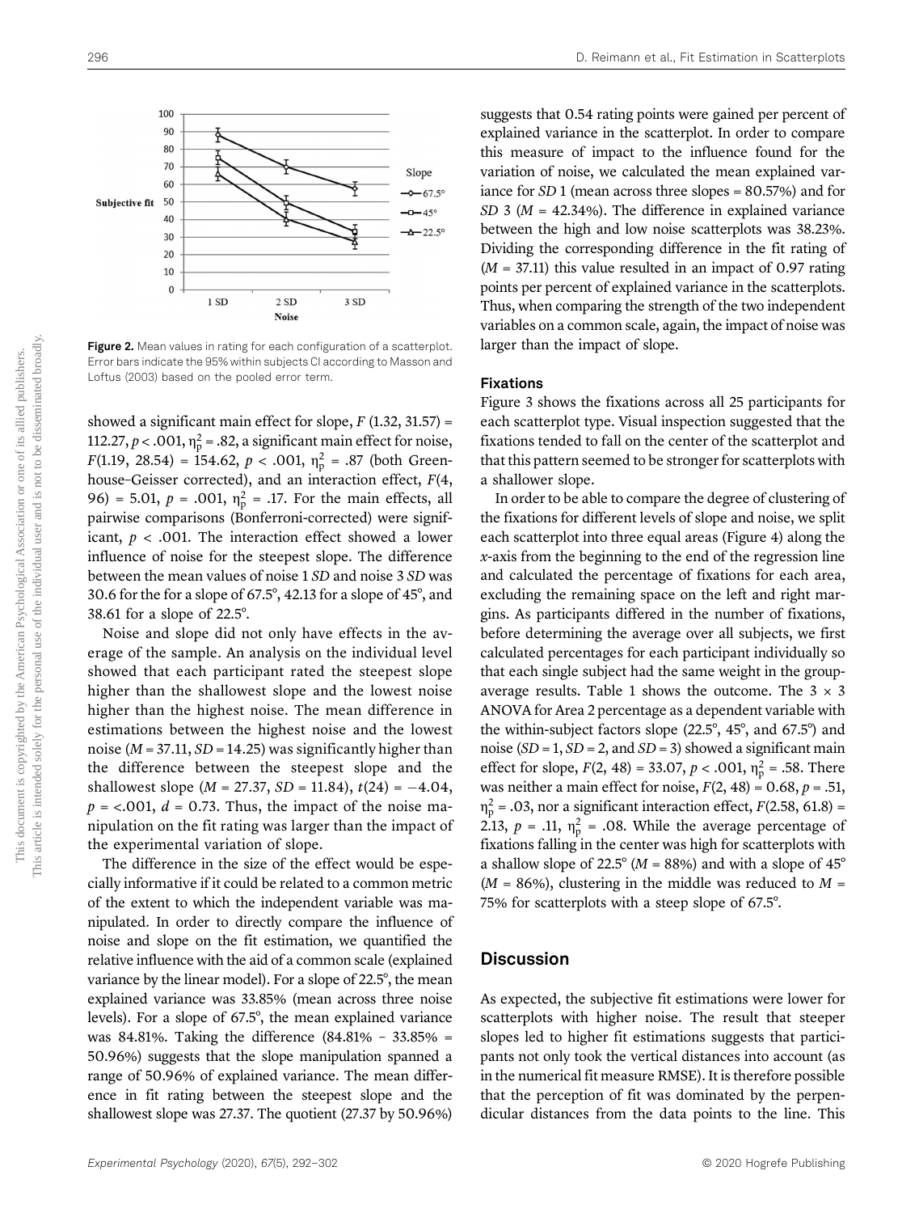Figure 2. Mean values in rating for each configuration of a scatterplot. Error bars indicate the 95% within subjects CI according to Masson and Loftus (2003) based on the pooled error term.

showed a significant main effect for slope, $F$ (1.32, 31.57) = 112.27, $p < .001$, $\eta_p^2 = .82$, a significant main effect for noise, $F$(1.19, 28.54) = 154.62, $p < .001$, $\eta_p^2 = .87$ (both Greenhouse–Geisser corrected), and an interaction effect, $F$(4, 96) = 5.01, $p = .001$, $\eta_p^2 = .17$. For the main effects, all pairwise comparisons (Bonferroni-corrected) were significant, $p < .001$. The interaction effect showed a lower influence of noise for the steepest slope. The difference between the mean values of noise 1 *SD* and noise 3 *SD* was 30.6 for the for a slope of 67.5°, 42.13 for a slope of 45°, and 38.61 for a slope of 22.5°.

Noise and slope did not only have effects in the average of the sample. An analysis on the individual level showed that each participant rated the steepest slope higher than the shallowest slope and the lowest noise higher than the highest noise. The mean difference in estimations between the highest noise and the lowest noise ($M$ = 37.11, $SD$ = 14.25) was significantly higher than the difference between the steepest slope and the shallowest slope ($M$ = 27.37, $SD$ = 11.84), $t$(24) = −4.04, $p$ = <.001, $d$ = 0.73. Thus, the impact of the noise manipulation on the fit rating was larger than the impact of the experimental variation of slope.

The difference in the size of the effect would be especially informative if it could be related to a common metric of the extent to which the independent variable was manipulated. In order to directly compare the influence of noise and slope on the fit estimation, we quantified the relative influence with the aid of a common scale (explained variance by the linear model). For a slope of 22.5°, the mean explained variance was 33.85% (mean across three noise levels). For a slope of 67.5°, the mean explained variance was 84.81%. Taking the difference (84.81% – 33.85% = 50.96%) suggests that the slope manipulation spanned a range of 50.96% of explained variance. The mean difference in fit rating between the steepest slope and the shallowest slope was 27.37. The quotient (27.37 by 50.96%) suggests that 0.54 rating points were gained per percent of explained variance in the scatterplot. In order to compare this measure of impact to the influence found for the variation of noise, we calculated the mean explained variance for *SD* 1 (mean across three slopes = 80.57%) and for *SD* 3 ($M$ = 42.34%). The difference in explained variance between the high and low noise scatterplots was 38.23%. Dividing the corresponding difference in the fit rating of ($M$ = 37.11) this value resulted in an impact of 0.97 rating points per percent of explained variance in the scatterplots. Thus, when comparing the strength of the two independent variables on a common scale, again, the impact of noise was larger than the impact of slope.

### Fixations

Figure 3 shows the fixations across all 25 participants for each scatterplot type. Visual inspection suggested that the fixations tended to fall on the center of the scatterplot and that this pattern seemed to be stronger for scatterplots with a shallower slope.

In order to be able to compare the degree of clustering of the fixations for different levels of slope and noise, we split each scatterplot into three equal areas (Figure 4) along the $x$-axis from the beginning to the end of the regression line and calculated the percentage of fixations for each area, excluding the remaining space on the left and right margins. As participants differed in the number of fixations, before determining the average over all subjects, we first calculated percentages for each participant individually so that each single subject had the same weight in the group-average results. Table 1 shows the outcome. The 3 × 3 ANOVA for Area 2 percentage as a dependent variable with the within-subject factors slope (22.5°, 45°, and 67.5°) and noise ($SD$ = 1, $SD$ = 2, and $SD$ = 3) showed a significant main effect for slope, $F$(2, 48) = 33.07, $p < .001$, $\eta_p^2 = .58$. There was neither a main effect for noise, $F$(2, 48) = 0.68, $p$ = .51, $\eta_p^2 = .03$, nor a significant interaction effect, $F$(2.58, 61.8) = 2.13, $p$ = .11, $\eta_p^2 = .08$. While the average percentage of fixations falling in the center was high for scatterplots with a shallow slope of 22.5° ($M$ = 88%) and with a slope of 45° ($M$ = 86%), clustering in the middle was reduced to $M$ = 75% for scatterplots with a steep slope of 67.5°.

## Discussion

As expected, the subjective fit estimations were lower for scatterplots with higher noise. The result that steeper slopes led to higher fit estimations suggests that participants not only took the vertical distances into account (as in the numerical fit measure RMSE). It is therefore possible that the perception of fit was dominated by the perpendicular distances from the data points to the line. This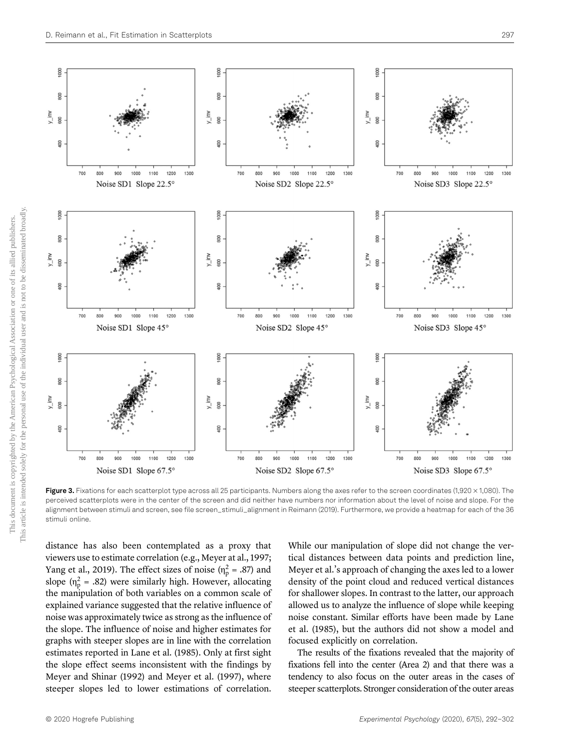Figure 3. Fixations for each scatterplot type across all 25 participants. Numbers along the axes refer to the screen coordinates (1,920 × 1,080). The perceived scatterplots were in the center of the screen and did neither have numbers nor information about the level of noise and slope. For the alignment between stimuli and screen, see file screen_stimuli_alignment in Reimann (2019). Furthermore, we provide a heatmap for each of the 36 stimuli online.

distance has also been contemplated as a proxy that viewers use to estimate correlation (e.g., Meyer at al., 1997; Yang et al., 2019). The effect sizes of noise ($\eta_p^2$ = .87) and slope ($\eta_p^2$ = .82) were similarly high. However, allocating the manipulation of both variables on a common scale of explained variance suggested that the relative influence of noise was approximately twice as strong as the influence of the slope. The influence of noise and higher estimates for graphs with steeper slopes are in line with the correlation estimates reported in Lane et al. (1985). Only at first sight the slope effect seems inconsistent with the findings by Meyer and Shinar (1992) and Meyer et al. (1997), where steeper slopes led to lower estimations of correlation. While our manipulation of slope did not change the vertical distances between data points and prediction line, Meyer et al.'s approach of changing the axes led to a lower density of the point cloud and reduced vertical distances for shallower slopes. In contrast to the latter, our approach allowed us to analyze the influence of slope while keeping noise constant. Similar efforts have been made by Lane et al. (1985), but the authors did not show a model and focused explicitly on correlation.

The results of the fixations revealed that the majority of fixations fell into the center (Area 2) and that there was a tendency to also focus on the outer areas in the cases of steeper scatterplots. Stronger consideration of the outer areas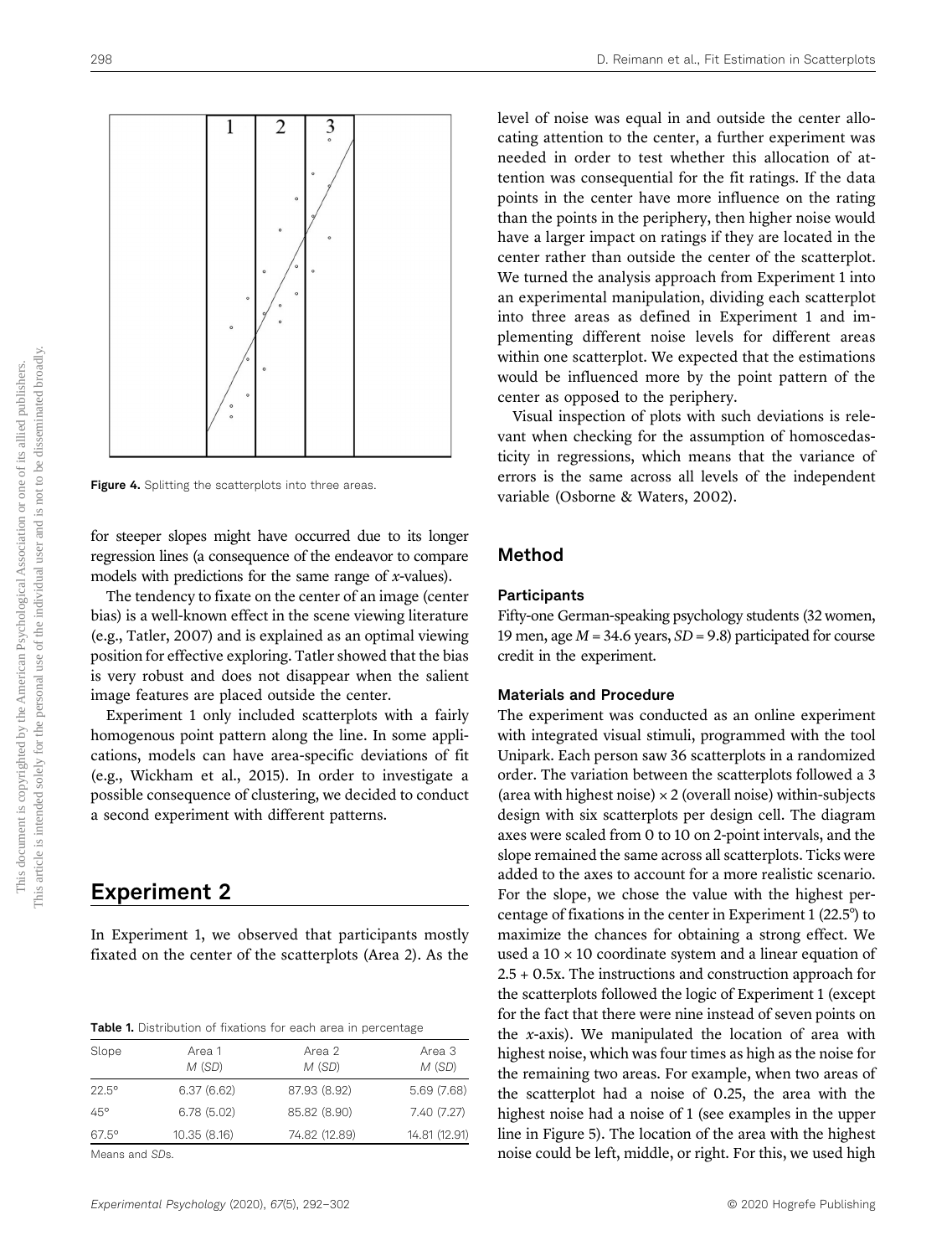Figure 4. Splitting the scatterplots into three areas.

for steeper slopes might have occurred due to its longer regression lines (a consequence of the endeavor to compare models with predictions for the same range of $x$-values).

The tendency to fixate on the center of an image (center bias) is a well-known effect in the scene viewing literature (e.g., Tatler, 2007) and is explained as an optimal viewing position for effective exploring. Tatler showed that the bias is very robust and does not disappear when the salient image features are placed outside the center.

Experiment 1 only included scatterplots with a fairly homogenous point pattern along the line. In some applications, models can have area-specific deviations of fit (e.g., Wickham et al., 2015). In order to investigate a possible consequence of clustering, we decided to conduct a second experiment with different patterns.

# Experiment 2

In Experiment 1, we observed that participants mostly fixated on the center of the scatterplots (Area 2). As the level of noise was equal in and outside the center allocating attention to the center, a further experiment was needed in order to test whether this allocation of attention was consequential for the fit ratings. If the data points in the center have more influence on the rating than the points in the periphery, then higher noise would have a larger impact on ratings if they are located in the center rather than outside the center of the scatterplot. We turned the analysis approach from Experiment 1 into an experimental manipulation, dividing each scatterplot into three areas as defined in Experiment 1 and implementing different noise levels for different areas within one scatterplot. We expected that the estimations would be influenced more by the point pattern of the center as opposed to the periphery.

Visual inspection of plots with such deviations is relevant when checking for the assumption of homoscedasticity in regressions, which means that the variance of errors is the same across all levels of the independent variable (Osborne & Waters, 2002).

**Table 1.** Distribution of fixations for each area in percentage

| Slope | Area 1 *M* (*SD*) | Area 2 *M* (*SD*) | Area 3 *M* (*SD*) |
|---|---|---|---|
| 22.5° | 6.37 (6.62) | 87.93 (8.92) | 5.69 (7.68) |
| 45° | 6.78 (5.02) | 85.82 (8.90) | 7.40 (7.27) |
| 67.5° | 10.35 (8.16) | 74.82 (12.89) | 14.81 (12.91) |

Means and *SD*s.

## Method

### Participants

Fifty-one German-speaking psychology students (32 women, 19 men, age $M = 34.6$ years, $SD = 9.8$) participated for course credit in the experiment.

### Materials and Procedure

The experiment was conducted as an online experiment with integrated visual stimuli, programmed with the tool Unipark. Each person saw 36 scatterplots in a randomized order. The variation between the scatterplots followed a 3 (area with highest noise) × 2 (overall noise) within-subjects design with six scatterplots per design cell. The diagram axes were scaled from 0 to 10 on 2-point intervals, and the slope remained the same across all scatterplots. Ticks were added to the axes to account for a more realistic scenario. For the slope, we chose the value with the highest percentage of fixations in the center in Experiment 1 (22.5°) to maximize the chances for obtaining a strong effect. We used a 10 × 10 coordinate system and a linear equation of $2.5 + 0.5x$. The instructions and construction approach for the scatterplots followed the logic of Experiment 1 (except for the fact that there were nine instead of seven points on the $x$-axis). We manipulated the location of area with highest noise, which was four times as high as the noise for the remaining two areas. For example, when two areas of the scatterplot had a noise of 0.25, the area with the highest noise had a noise of 1 (see examples in the upper line in Figure 5). The location of the area with the highest noise could be left, middle, or right. For this, we used high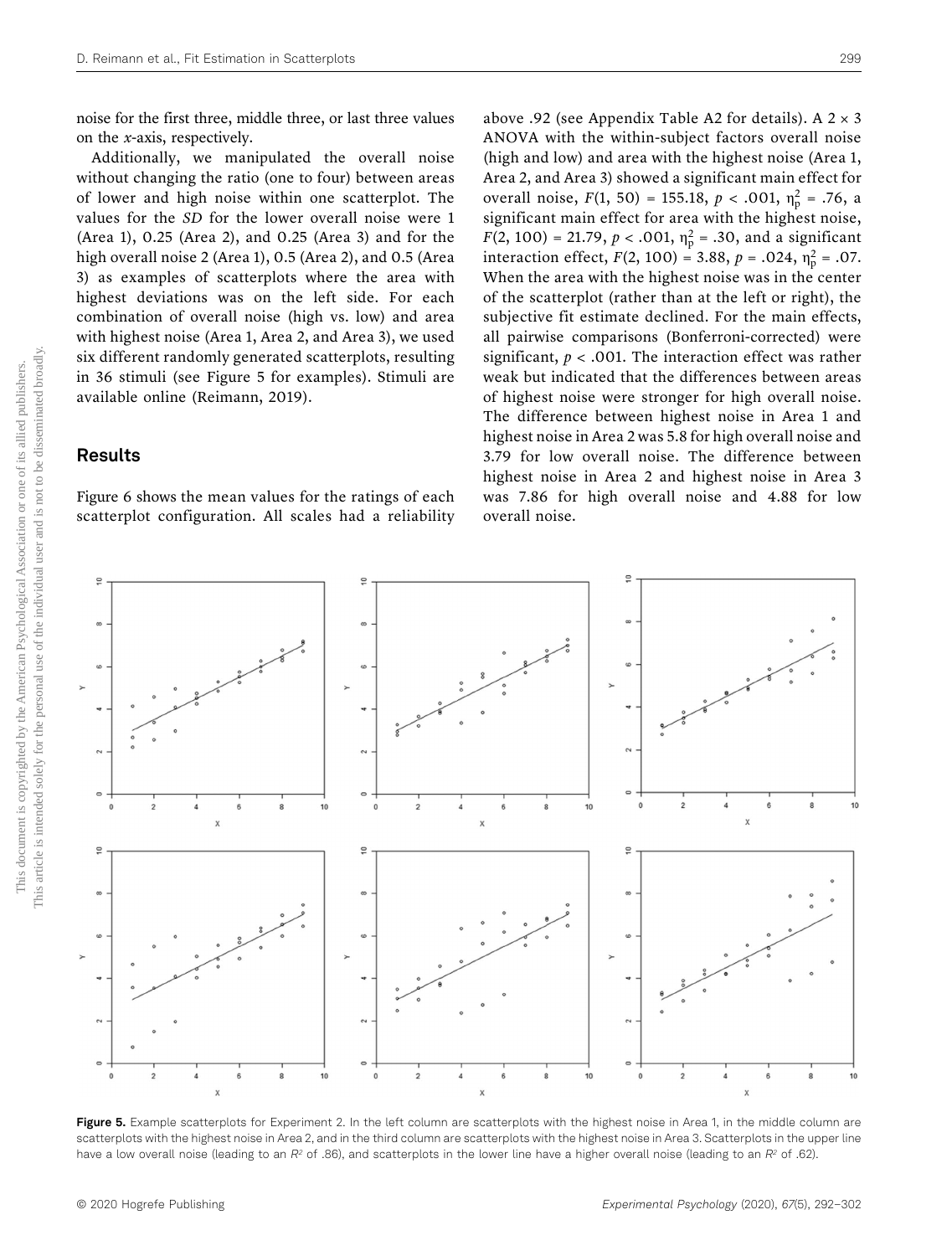noise for the first three, middle three, or last three values on the *x*-axis, respectively.

Additionally, we manipulated the overall noise without changing the ratio (one to four) between areas of lower and high noise within one scatterplot. The values for the *SD* for the lower overall noise were 1 (Area 1), 0.25 (Area 2), and 0.25 (Area 3) and for the high overall noise 2 (Area 1), 0.5 (Area 2), and 0.5 (Area 3) as examples of scatterplots where the area with highest deviations was on the left side. For each combination of overall noise (high vs. low) and area with highest noise (Area 1, Area 2, and Area 3), we used six different randomly generated scatterplots, resulting in 36 stimuli (see Figure 5 for examples). Stimuli are available online (Reimann, 2019).

## Results

Figure 6 shows the mean values for the ratings of each scatterplot configuration. All scales had a reliability above .92 (see Appendix Table A2 for details). A 2 × 3 ANOVA with the within-subject factors overall noise (high and low) and area with the highest noise (Area 1, Area 2, and Area 3) showed a significant main effect for overall noise, $F(1, 50) = 155.18$, $p < .001$, $\eta_p^2 = .76$, a significant main effect for area with the highest noise, $F(2, 100) = 21.79$, $p < .001$, $\eta_p^2 = .30$, and a significant interaction effect, $F(2, 100) = 3.88$, $p = .024$, $\eta_p^2 = .07$. When the area with the highest noise was in the center of the scatterplot (rather than at the left or right), the subjective fit estimate declined. For the main effects, all pairwise comparisons (Bonferroni-corrected) were significant, $p < .001$. The interaction effect was rather weak but indicated that the differences between areas of highest noise were stronger for high overall noise. The difference between highest noise in Area 1 and highest noise in Area 2 was 5.8 for high overall noise and 3.79 for low overall noise. The difference between highest noise in Area 2 and highest noise in Area 3 was 7.86 for high overall noise and 4.88 for low overall noise.

**Figure 5.** Example scatterplots for Experiment 2. In the left column are scatterplots with the highest noise in Area 1, in the middle column are scatterplots with the highest noise in Area 2, and in the third column are scatterplots with the highest noise in Area 3. Scatterplots in the upper line have a low overall noise (leading to an $R^2$ of .86), and scatterplots in the lower line have a higher overall noise (leading to an $R^2$ of .62).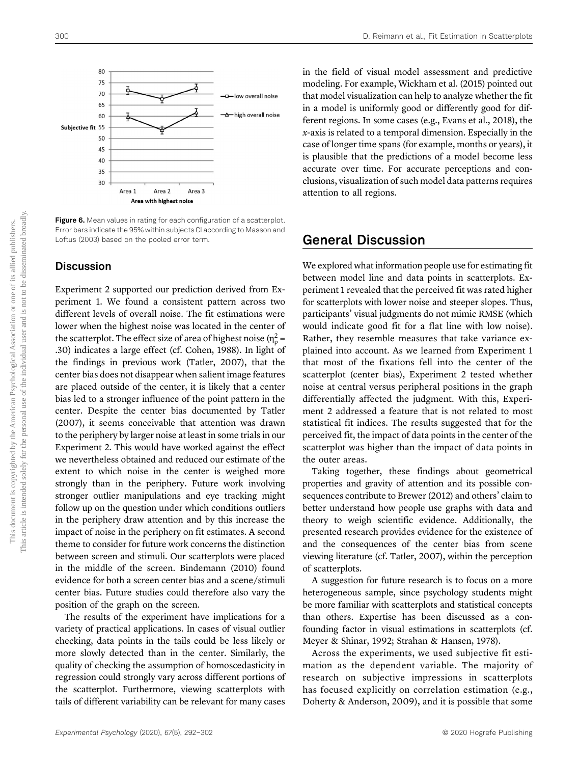Figure 6. Mean values in rating for each configuration of a scatterplot. Error bars indicate the 95% within subjects CI according to Masson and Loftus (2003) based on the pooled error term.

### Discussion

Experiment 2 supported our prediction derived from Experiment 1. We found a consistent pattern across two different levels of overall noise. The fit estimations were lower when the highest noise was located in the center of the scatterplot. The effect size of area of highest noise ($\eta_p^2$ = .30) indicates a large effect (cf. Cohen, 1988). In light of the findings in previous work (Tatler, 2007), that the center bias does not disappear when salient image features are placed outside of the center, it is likely that a center bias led to a stronger influence of the point pattern in the center. Despite the center bias documented by Tatler (2007), it seems conceivable that attention was drawn to the periphery by larger noise at least in some trials in our Experiment 2. This would have worked against the effect we nevertheless obtained and reduced our estimate of the extent to which noise in the center is weighed more strongly than in the periphery. Future work involving stronger outlier manipulations and eye tracking might follow up on the question under which conditions outliers in the periphery draw attention and by this increase the impact of noise in the periphery on fit estimates. A second theme to consider for future work concerns the distinction between screen and stimuli. Our scatterplots were placed in the middle of the screen. Bindemann (2010) found evidence for both a screen center bias and a scene/stimuli center bias. Future studies could therefore also vary the position of the graph on the screen.

The results of the experiment have implications for a variety of practical applications. In cases of visual outlier checking, data points in the tails could be less likely or more slowly detected than in the center. Similarly, the quality of checking the assumption of homoscedasticity in regression could strongly vary across different portions of the scatterplot. Furthermore, viewing scatterplots with tails of different variability can be relevant for many cases in the field of visual model assessment and predictive modeling. For example, Wickham et al. (2015) pointed out that model visualization can help to analyze whether the fit in a model is uniformly good or differently good for different regions. In some cases (e.g., Evans et al., 2018), the *x*-axis is related to a temporal dimension. Especially in the case of longer time spans (for example, months or years), it is plausible that the predictions of a model become less accurate over time. For accurate perceptions and conclusions, visualization of such model data patterns requires attention to all regions.

## General Discussion

We explored what information people use for estimating fit between model line and data points in scatterplots. Experiment 1 revealed that the perceived fit was rated higher for scatterplots with lower noise and steeper slopes. Thus, participants' visual judgments do not mimic RMSE (which would indicate good fit for a flat line with low noise). Rather, they resemble measures that take variance explained into account. As we learned from Experiment 1 that most of the fixations fell into the center of the scatterplot (center bias), Experiment 2 tested whether noise at central versus peripheral positions in the graph differentially affected the judgment. With this, Experiment 2 addressed a feature that is not related to most statistical fit indices. The results suggested that for the perceived fit, the impact of data points in the center of the scatterplot was higher than the impact of data points in the outer areas.

Taking together, these findings about geometrical properties and gravity of attention and its possible consequences contribute to Brewer (2012) and others' claim to better understand how people use graphs with data and theory to weigh scientific evidence. Additionally, the presented research provides evidence for the existence of and the consequences of the center bias from scene viewing literature (cf. Tatler, 2007), within the perception of scatterplots.

A suggestion for future research is to focus on a more heterogeneous sample, since psychology students might be more familiar with scatterplots and statistical concepts than others. Expertise has been discussed as a confounding factor in visual estimations in scatterplots (cf. Meyer & Shinar, 1992; Strahan & Hansen, 1978).

Across the experiments, we used subjective fit estimation as the dependent variable. The majority of research on subjective impressions in scatterplots has focused explicitly on correlation estimation (e.g., Doherty & Anderson, 2009), and it is possible that some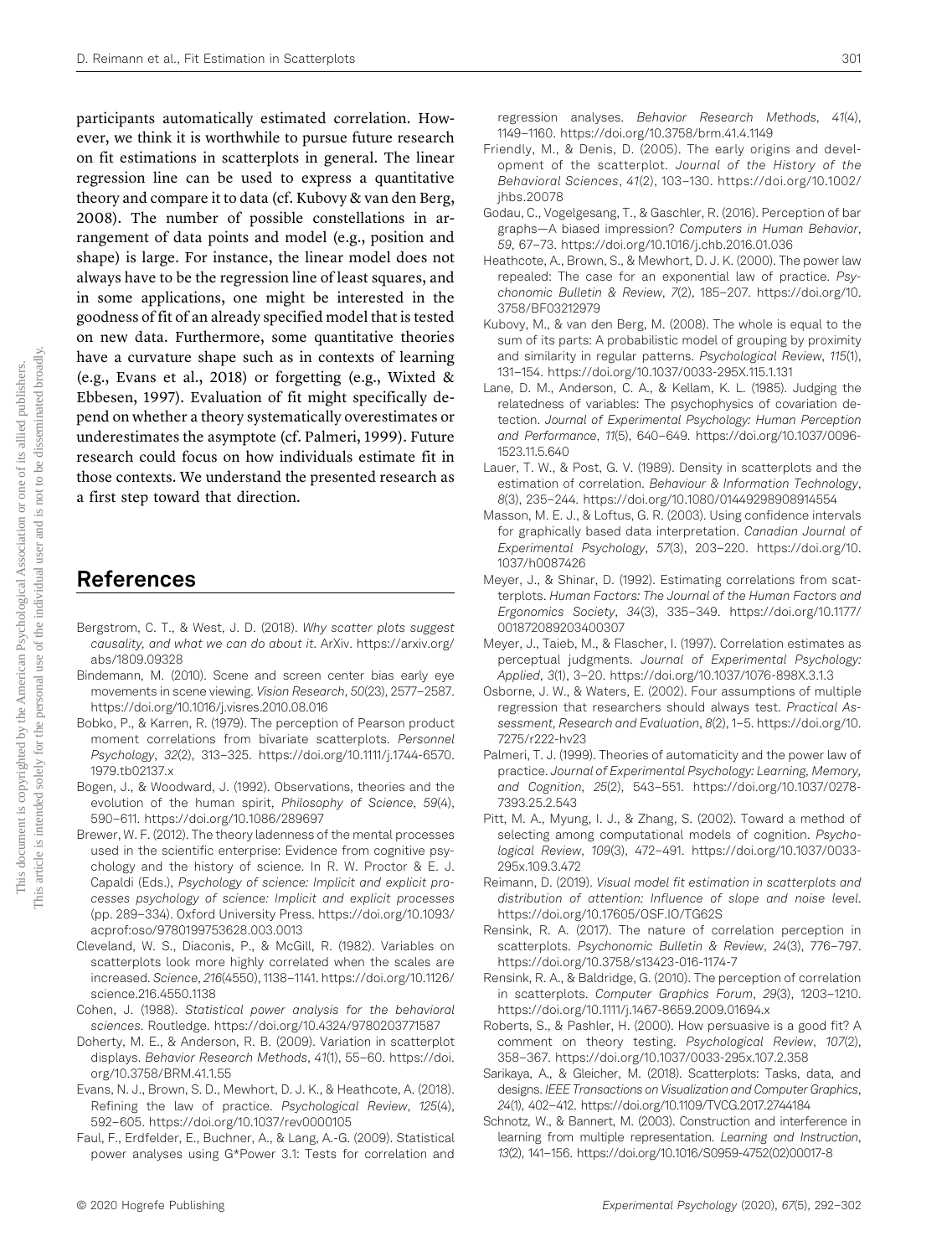participants automatically estimated correlation. However, we think it is worthwhile to pursue future research on fit estimations in scatterplots in general. The linear regression line can be used to express a quantitative theory and compare it to data (cf. Kubovy & van den Berg, 2008). The number of possible constellations in arrangement of data points and model (e.g., position and shape) is large. For instance, the linear model does not always have to be the regression line of least squares, and in some applications, one might be interested in the goodness of fit of an already specified model that is tested on new data. Furthermore, some quantitative theories have a curvature shape such as in contexts of learning (e.g., Evans et al., 2018) or forgetting (e.g., Wixted & Ebbesen, 1997). Evaluation of fit might specifically depend on whether a theory systematically overestimates or underestimates the asymptote (cf. Palmeri, 1999). Future research could focus on how individuals estimate fit in those contexts. We understand the presented research as a first step toward that direction.

## References

Bergstrom, C. T., & West, J. D. (2018). *Why scatter plots suggest causality, and what we can do about it*. ArXiv. https://arxiv.org/abs/1809.09328

Bindemann, M. (2010). Scene and screen center bias early eye movements in scene viewing. *Vision Research*, *50*(23), 2577–2587. https://doi.org/10.1016/j.visres.2010.08.016

Bobko, P., & Karren, R. (1979). The perception of Pearson product moment correlations from bivariate scatterplots. *Personnel Psychology*, *32*(2), 313–325. https://doi.org/10.1111/j.1744-6570.1979.tb02137.x

Bogen, J., & Woodward, J. (1992). Observations, theories and the evolution of the human spirit. *Philosophy of Science*, *59*(4), 590–611. https://doi.org/10.1086/289697

Brewer, W. F. (2012). The theory ladenness of the mental processes used in the scientific enterprise: Evidence from cognitive psychology and the history of science. In R. W. Proctor & E. J. Capaldi (Eds.), *Psychology of science: Implicit and explicit processes psychology of science: Implicit and explicit processes* (pp. 289–334). Oxford University Press. https://doi.org/10.1093/acprof:oso/9780199753628.003.0013

Cleveland, W. S., Diaconis, P., & McGill, R. (1982). Variables on scatterplots look more highly correlated when the scales are increased. *Science*, *216*(4550), 1138–1141. https://doi.org/10.1126/science.216.4550.1138

Cohen, J. (1988). *Statistical power analysis for the behavioral sciences*. Routledge. https://doi.org/10.4324/9780203771587

Doherty, M. E., & Anderson, R. B. (2009). Variation in scatterplot displays. *Behavior Research Methods*, *41*(1), 55–60. https://doi.org/10.3758/BRM.41.1.55

Evans, N. J., Brown, S. D., Mewhort, D. J. K., & Heathcote, A. (2018). Refining the law of practice. *Psychological Review*, *125*(4), 592–605. https://doi.org/10.1037/rev0000105

Faul, F., Erdfelder, E., Buchner, A., & Lang, A.-G. (2009). Statistical power analyses using G*Power 3.1: Tests for correlation and regression analyses. *Behavior Research Methods*, *41*(4), 1149–1160. https://doi.org/10.3758/brm.41.4.1149

Friendly, M., & Denis, D. (2005). The early origins and development of the scatterplot. *Journal of the History of the Behavioral Sciences*, *41*(2), 103–130. https://doi.org/10.1002/jhbs.20078

Godau, C., Vogelgesang, T., & Gaschler, R. (2016). Perception of bar graphs—A biased impression? *Computers in Human Behavior*, *59*, 67–73. https://doi.org/10.1016/j.chb.2016.01.036

Heathcote, A., Brown, S., & Mewhort, D. J. K. (2000). The power law repealed: The case for an exponential law of practice. *Psychonomic Bulletin & Review*, *7*(2), 185–207. https://doi.org/10.3758/BF03212979

Kubovy, M., & van den Berg, M. (2008). The whole is equal to the sum of its parts: A probabilistic model of grouping by proximity and similarity in regular patterns. *Psychological Review*, *115*(1), 131–154. https://doi.org/10.1037/0033-295X.115.1.131

Lane, D. M., Anderson, C. A., & Kellam, K. L. (1985). Judging the relatedness of variables: The psychophysics of covariation detection. *Journal of Experimental Psychology: Human Perception and Performance*, *11*(5), 640–649. https://doi.org/10.1037/0096-1523.11.5.640

Lauer, T. W., & Post, G. V. (1989). Density in scatterplots and the estimation of correlation. *Behaviour & Information Technology*, *8*(3), 235–244. https://doi.org/10.1080/01449298908914554

Masson, M. E. J., & Loftus, G. R. (2003). Using confidence intervals for graphically based data interpretation. *Canadian Journal of Experimental Psychology*, *57*(3), 203–220. https://doi.org/10.1037/h0087426

Meyer, J., & Shinar, D. (1992). Estimating correlations from scatterplots. *Human Factors: The Journal of the Human Factors and Ergonomics Society*, *34*(3), 335–349. https://doi.org/10.1177/001872089203400307

Meyer, J., Taieb, M., & Flascher, I. (1997). Correlation estimates as perceptual judgments. *Journal of Experimental Psychology: Applied*, *3*(1), 3–20. https://doi.org/10.1037/1076-898X.3.1.3

Osborne, J. W., & Waters, E. (2002). Four assumptions of multiple regression that researchers should always test. *Practical Assessment, Research and Evaluation*, *8*(2), 1–5. https://doi.org/10.7275/r222-hv23

Palmeri, T. J. (1999). Theories of automaticity and the power law of practice. *Journal of Experimental Psychology: Learning, Memory, and Cognition*, *25*(2), 543–551. https://doi.org/10.1037/0278-7393.25.2.543

Pitt, M. A., Myung, I. J., & Zhang, S. (2002). Toward a method of selecting among computational models of cognition. *Psychological Review*, *109*(3), 472–491. https://doi.org/10.1037/0033-295x.109.3.472

Reimann, D. (2019). *Visual model fit estimation in scatterplots and distribution of attention: Influence of slope and noise level*. https://doi.org/10.17605/OSF.IO/TG62S

Rensink, R. A. (2017). The nature of correlation perception in scatterplots. *Psychonomic Bulletin & Review*, *24*(3), 776–797. https://doi.org/10.3758/s13423-016-1174-7

Rensink, R. A., & Baldridge, G. (2010). The perception of correlation in scatterplots. *Computer Graphics Forum*, *29*(3), 1203–1210. https://doi.org/10.1111/j.1467-8659.2009.01694.x

Roberts, S., & Pashler, H. (2000). How persuasive is a good fit? A comment on theory testing. *Psychological Review*, *107*(2), 358–367. https://doi.org/10.1037/0033-295x.107.2.358

Sarikaya, A., & Gleicher, M. (2018). Scatterplots: Tasks, data, and designs. *IEEE Transactions on Visualization and Computer Graphics*, *24*(1), 402–412. https://doi.org/10.1109/TVCG.2017.2744184

Schnotz, W., & Bannert, M. (2003). Construction and interference in learning from multiple representation. *Learning and Instruction*, *13*(2), 141–156. https://doi.org/10.1016/S0959-4752(02)00017-8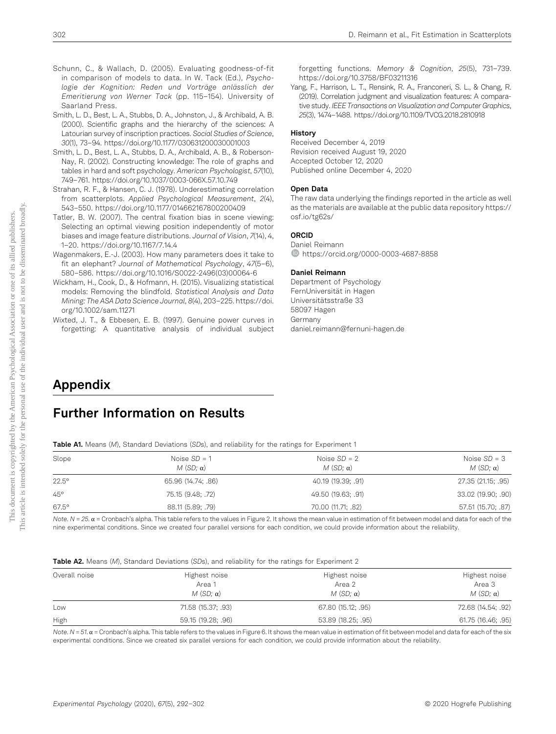Schunn, C., & Wallach, D. (2005). Evaluating goodness-of-fit in comparison of models to data. In W. Tack (Ed.), *Psychologie der Kognition: Reden und Vorträge anlässlich der Emeritierung von Werner Tack* (pp. 115–154). University of Saarland Press.

Smith, L. D., Best, L. A., Stubbs, D. A., Johnston, J., & Archibald, A. B. (2000). Scientific graphs and the hierarchy of the sciences: A Latourian survey of inscription practices. *Social Studies of Science*, *30*(1), 73–94. https://doi.org/10.1177/030631200030001003

Smith, L. D., Best, L. A., Stubbs, D. A., Archibald, A. B., & Roberson-Nay, R. (2002). Constructing knowledge: The role of graphs and tables in hard and soft psychology. *American Psychologist*, *57*(10), 749–761. https://doi.org/10.1037/0003-066X.57.10.749

Strahan, R. F., & Hansen, C. J. (1978). Underestimating correlation from scatterplots. *Applied Psychological Measurement*, *2*(4), 543–550. https://doi.org/10.1177/014662167800200409

Tatler, B. W. (2007). The central fixation bias in scene viewing: Selecting an optimal viewing position independently of motor biases and image feature distributions. *Journal of Vision*, *7*(14), 4, 1–20. https://doi.org/10.1167/7.14.4

Wagenmakers, E.-J. (2003). How many parameters does it take to fit an elephant? *Journal of Mathematical Psychology*, *47*(5–6), 580–586. https://doi.org/10.1016/S0022-2496(03)00064-6

Wickham, H., Cook, D., & Hofmann, H. (2015). Visualizing statistical models: Removing the blindfold. *Statistical Analysis and Data Mining: The ASA Data Science Journal*, *8*(4), 203–225. https://doi.org/10.1002/sam.11271

Wixted, J. T., & Ebbesen, E. B. (1997). Genuine power curves in forgetting: A quantitative analysis of individual subject forgetting functions. *Memory & Cognition*, *25*(5), 731–739. https://doi.org/10.3758/BF03211316

Yang, F., Harrison, L. T., Rensink, R. A., Franconeri, S. L., & Chang, R. (2019). Correlation judgment and visualization features: A comparative study. *IEEE Transactions on Visualization and Computer Graphics*, *25*(3), 1474–1488. https://doi.org/10.1109/TVCG.2018.2810918

#### History

Received December 4, 2019
Revision received August 19, 2020
Accepted October 12, 2020
Published online December 4, 2020

#### Open Data

The raw data underlying the findings reported in the article as well as the materials are available at the public data repository https://osf.io/tg62s/

#### ORCID

Daniel Reimann
https://orcid.org/0000-0003-4687-8858

#### Daniel Reimann

Department of Psychology
FernUniversität in Hagen
Universitätsstraße 33
58097 Hagen
Germany
daniel.reimann@fernuni-hagen.de

# Appendix

## Further Information on Results

**Table A1.** Means (*M*), Standard Deviations (*SD*s), and reliability for the ratings for Experiment 1

| Slope | Noise *SD* = 1 *M* (*SD*; α) | Noise *SD* = 2 *M* (*SD*; α) | Noise *SD* = 3 *M* (*SD*; α) |
|---|---|---|---|
| 22.5° | 65.96 (14.74; .86) | 40.19 (19.39; .91) | 27.35 (21.15; .95) |
| 45° | 75.15 (9.48; .72) | 49.50 (19.63; .91) | 33.02 (19.90; .90) |
| 67.5° | 88.11 (5.89; .79) | 70.00 (11.71; .82) | 57.51 (15.70; .87) |

*Note*. *N* = 25. α = Cronbach's alpha. This table refers to the values in Figure 2. It shows the mean value in estimation of fit between model and data for each of the nine experimental conditions. Since we created four parallel versions for each condition, we could provide information about the reliability.

**Table A2.** Means (*M*), Standard Deviations (*SD*s), and reliability for the ratings for Experiment 2

| Overall noise | Highest noise Area 1 *M* (*SD*; α) | Highest noise Area 2 *M* (*SD*; α) | Highest noise Area 3 *M* (*SD*; α) |
|---|---|---|---|
| Low | 71.58 (15.37; .93) | 67.80 (15.12; .95) | 72.68 (14.54; .92) |
| High | 59.15 (19.28; .96) | 53.89 (18.25; .95) | 61.75 (16.46; .95) |

*Note*. *N* = 51. α = Cronbach's alpha. This table refers to the values in Figure 6. It shows the mean value in estimation of fit between model and data for each of the six experimental conditions. Since we created six parallel versions for each condition, we could provide information about the reliability.